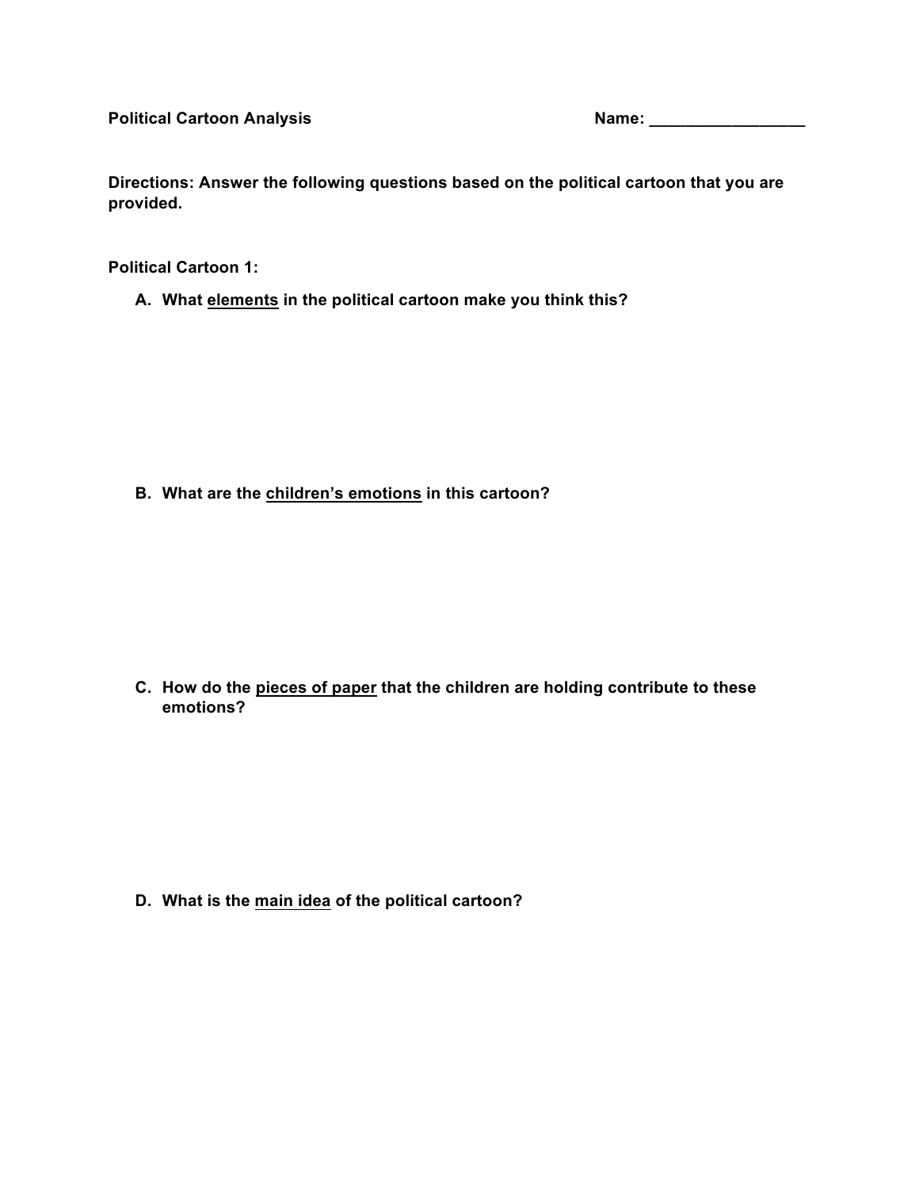**Political Cartoon Analysis** **Name: \_\_\_\_\_\_\_\_\_\_\_\_\_\_\_\_\_\_\_**

**Directions: Answer the following questions based on the political cartoon that you are provided.**

**Political Cartoon 1:**

A. **What <u>elements</u> in the political cartoon make you think this?**

B. **What are the <u>children's emotions</u> in this cartoon?**

C. **How do the <u>pieces of paper</u> that the children are holding contribute to these emotions?**

D. **What is the <u>main idea</u> of the political cartoon?**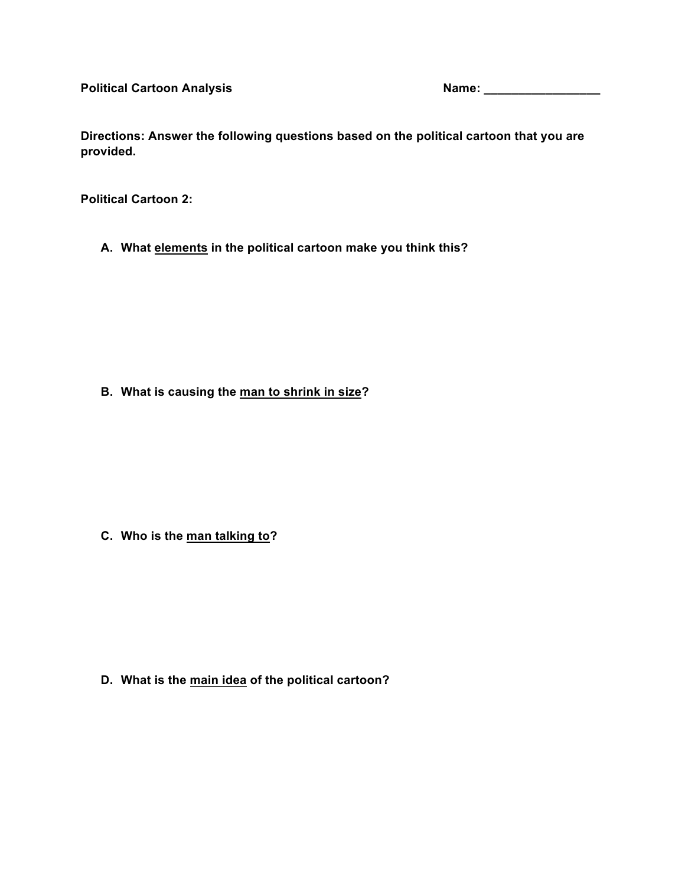**Political Cartoon Analysis** **Name: _________________**

**Directions: Answer the following questions based on the political cartoon that you are provided.**

**Political Cartoon 2:**

A. **What <u>elements</u> in the political cartoon make you think this?**

B. **What is causing the <u>man to shrink in size</u>?**

C. **Who is the <u>man talking to</u>?**

D. **What is the <u>main idea</u> of the political cartoon?**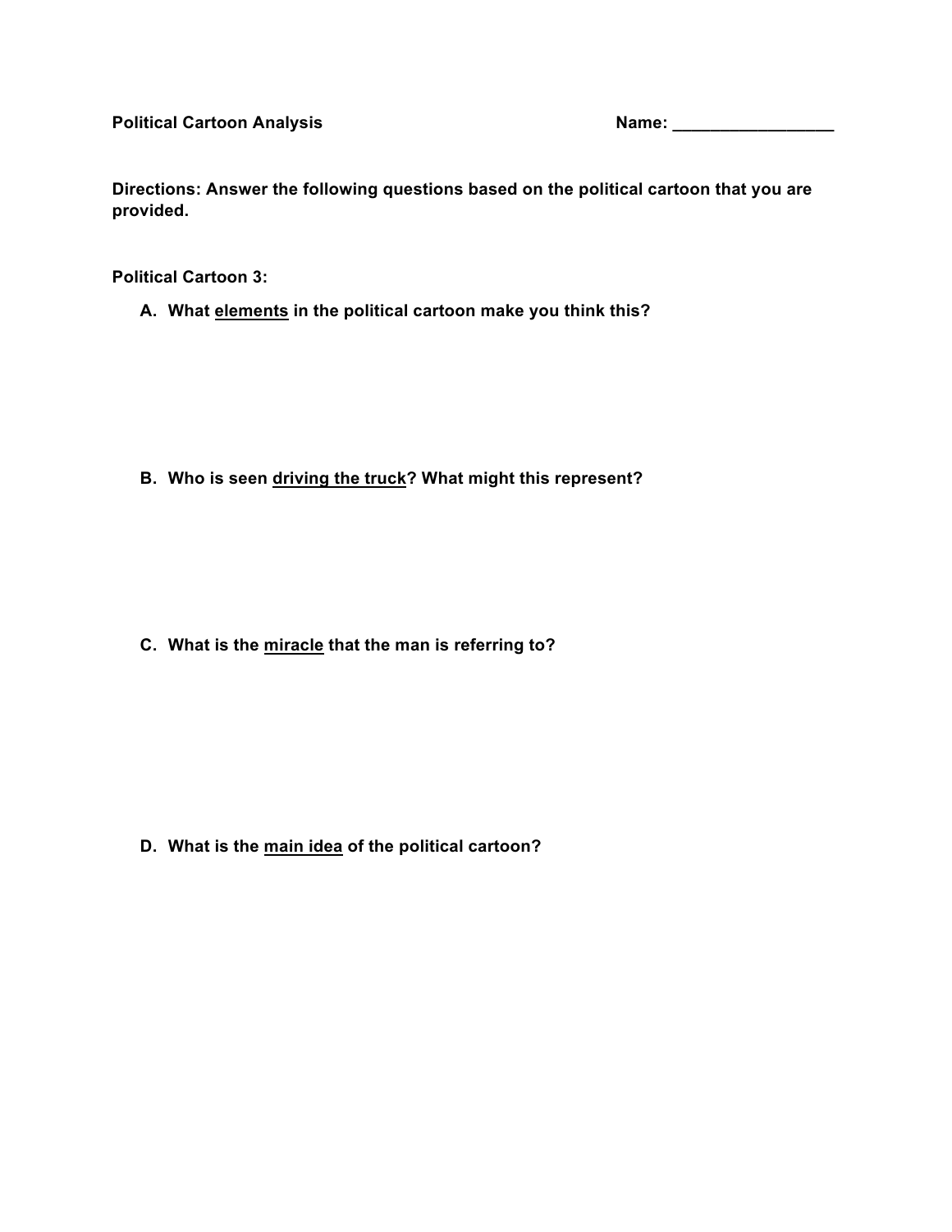**Political Cartoon Analysis** **Name: _________________**

**Directions: Answer the following questions based on the political cartoon that you are provided.**

**Political Cartoon 3:**

A. **What <u>elements</u> in the political cartoon make you think this?**

B. **Who is seen <u>driving the truck</u>? What might this represent?**

C. **What is the <u>miracle</u> that the man is referring to?**

D. **What is the <u>main idea</u> of the political cartoon?**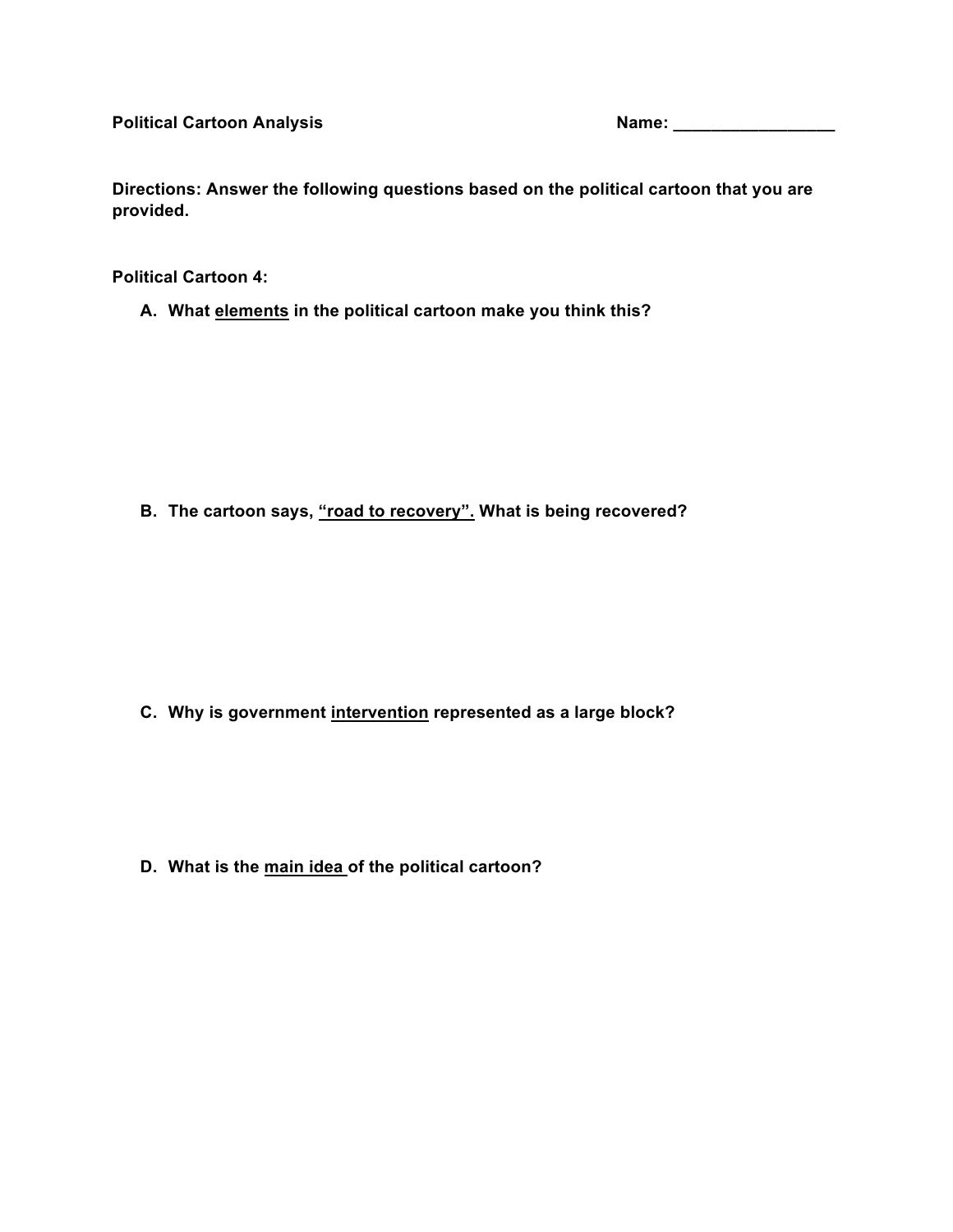**Political Cartoon Analysis** **Name: \_\_\_\_\_\_\_\_\_\_\_\_\_\_\_\_\_\_**

**Directions: Answer the following questions based on the political cartoon that you are provided.**

**Political Cartoon 4:**

**A. What <u>elements</u> in the political cartoon make you think this?**

**B. The cartoon says, <u>"road to recovery".</u> What is being recovered?**

**C. Why is government <u>intervention</u> represented as a large block?**

**D. What is the <u>main idea</u> of the political cartoon?**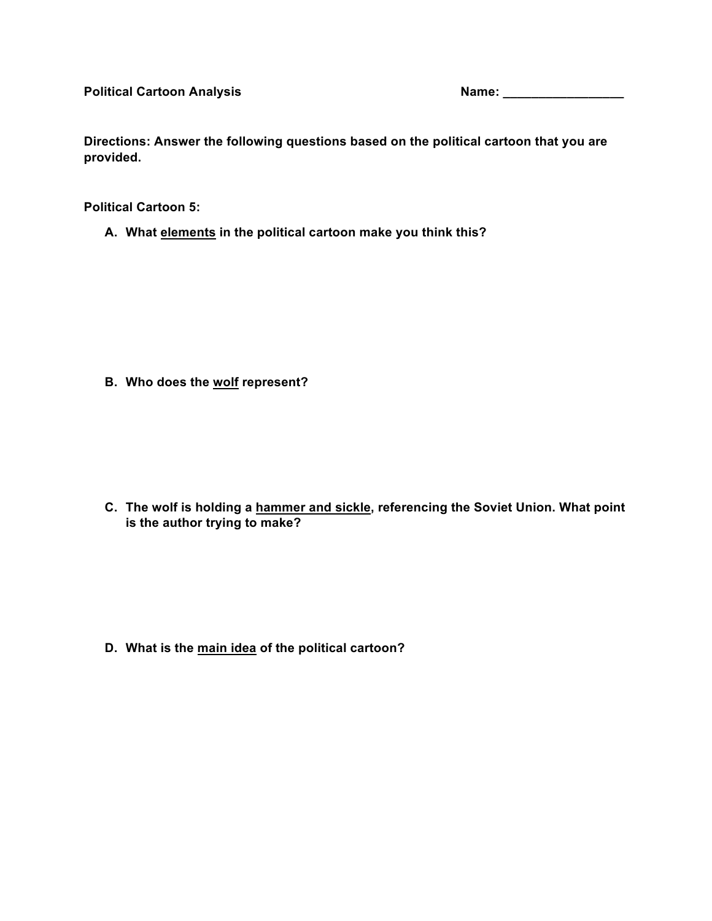**Political Cartoon Analysis** **Name: _________________**

**Directions: Answer the following questions based on the political cartoon that you are provided.**

**Political Cartoon 5:**

A. **What <u>elements</u> in the political cartoon make you think this?**

B. **Who does the <u>wolf</u> represent?**

C. **The wolf is holding a <u>hammer and sickle</u>, referencing the Soviet Union. What point is the author trying to make?**

D. **What is the <u>main idea</u> of the political cartoon?**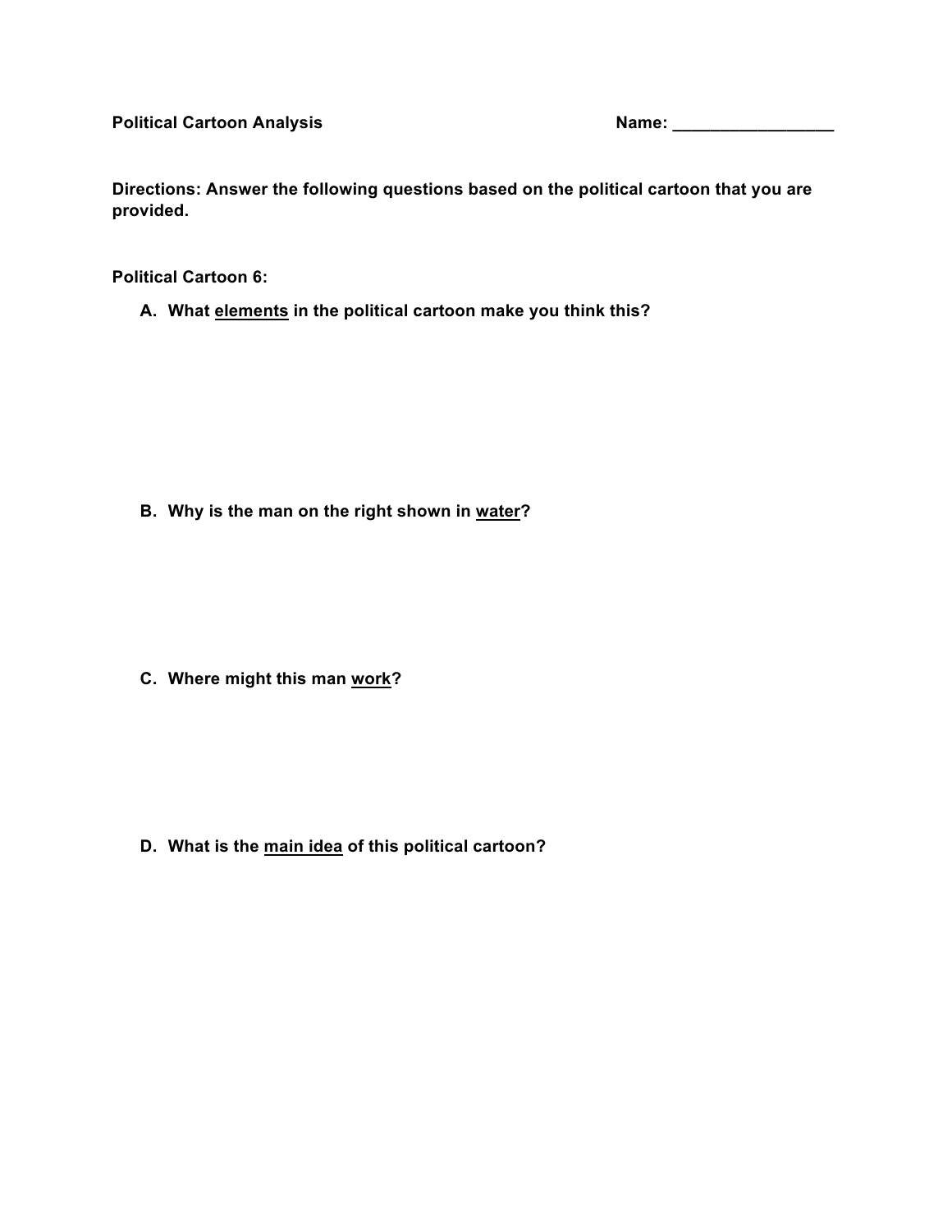**Political Cartoon Analysis** **Name: ________________**

**Directions: Answer the following questions based on the political cartoon that you are provided.**

**Political Cartoon 6:**

A. **What <u>elements</u> in the political cartoon make you think this?**

B. **Why is the man on the right shown in <u>water</u>?**

C. **Where might this man <u>work</u>?**

D. **What is the <u>main idea</u> of this political cartoon?**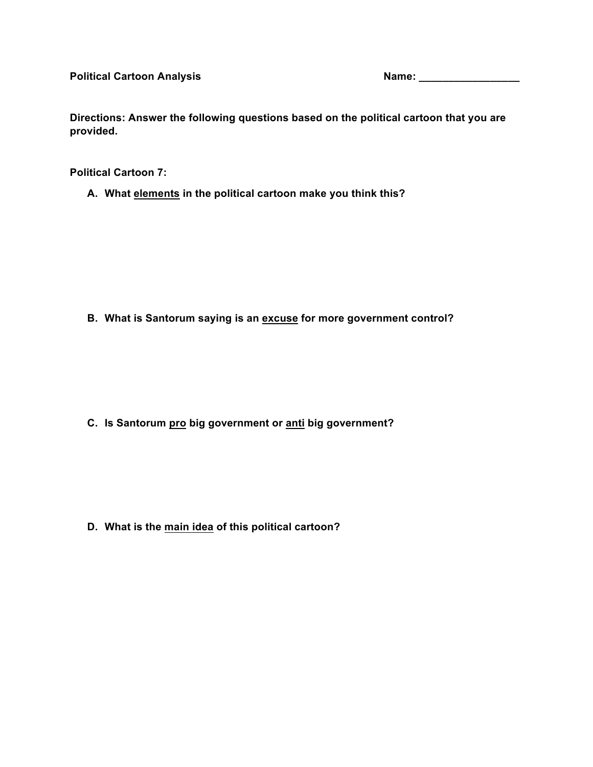**Political Cartoon Analysis** **Name: \_\_\_\_\_\_\_\_\_\_\_\_\_\_\_\_\_**

**Directions: Answer the following questions based on the political cartoon that you are provided.**

**Political Cartoon 7:**

A. **What <u>elements</u> in the political cartoon make you think this?**

B. **What is Santorum saying is an <u>excuse</u> for more government control?**

C. **Is Santorum <u>pro</u> big government or <u>anti</u> big government?**

D. **What is the <u>main idea</u> of this political cartoon?**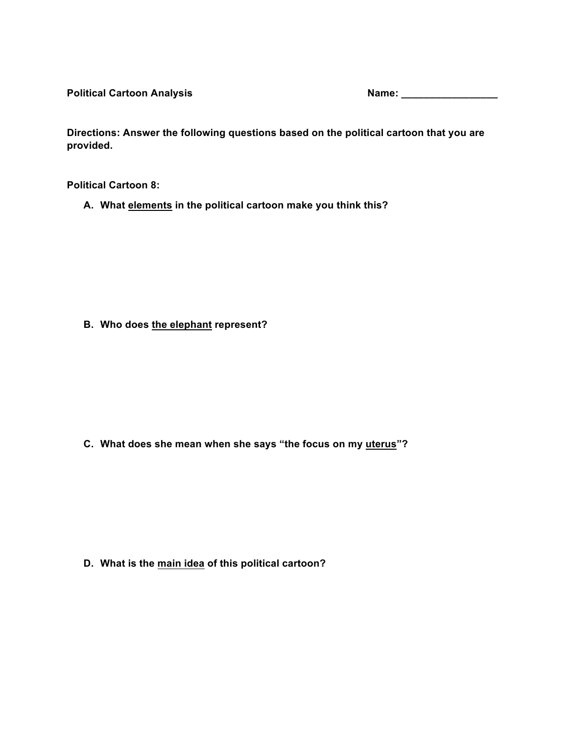**Political Cartoon Analysis** **Name: _________________**

**Directions: Answer the following questions based on the political cartoon that you are provided.**

**Political Cartoon 8:**

A. **What <u>elements</u> in the political cartoon make you think this?**

B. **Who does <u>the elephant</u> represent?**

C. **What does she mean when she says "the focus on my <u>uterus</u>"?**

D. **What is the <u>main idea</u> of this political cartoon?**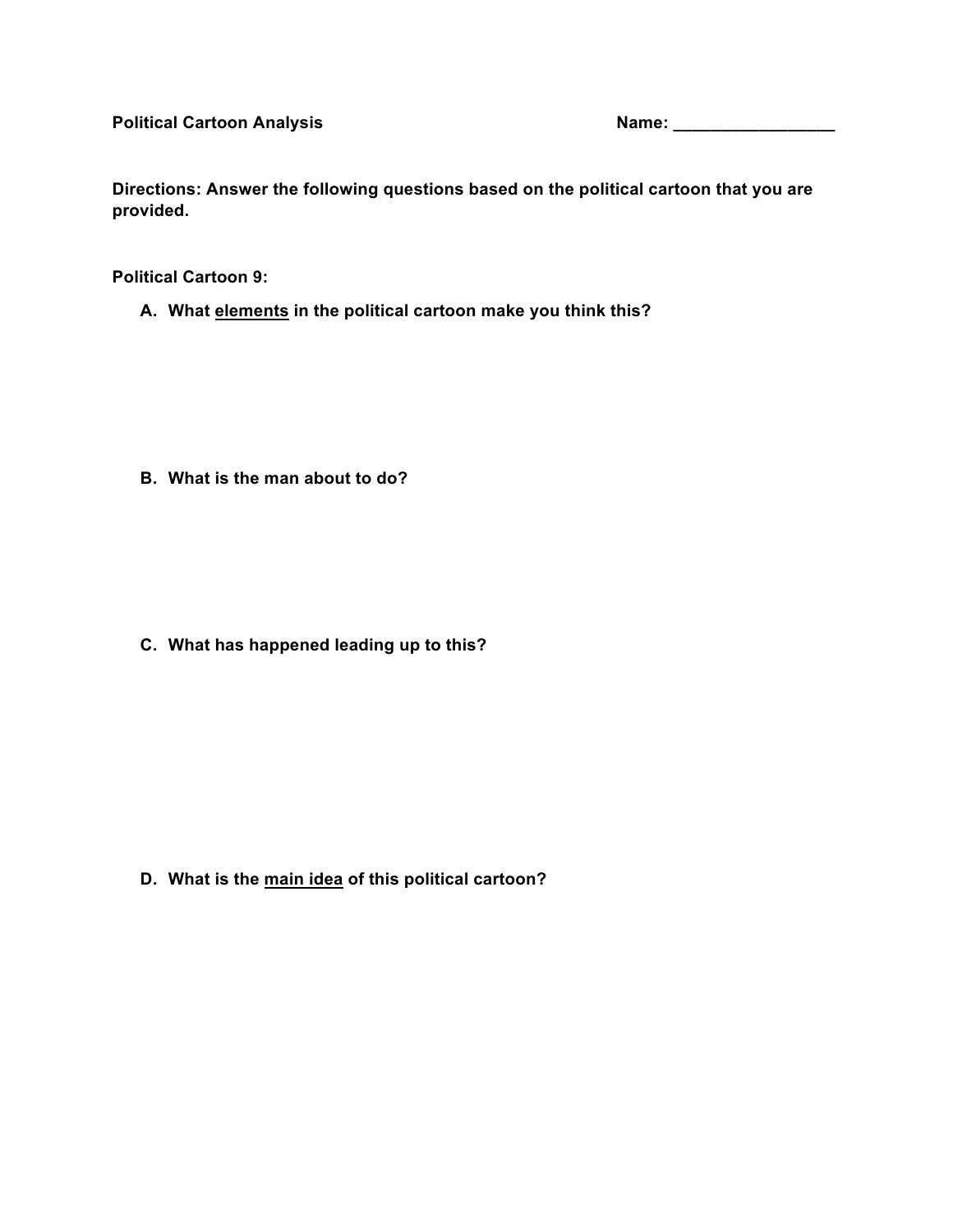**Political Cartoon Analysis** **Name: _________________**

**Directions: Answer the following questions based on the political cartoon that you are provided.**

**Political Cartoon 9:**

**A. What <u>elements</u> in the political cartoon make you think this?**

**B. What is the man about to do?**

**C. What has happened leading up to this?**

**D. What is the <u>main idea</u> of this political cartoon?**